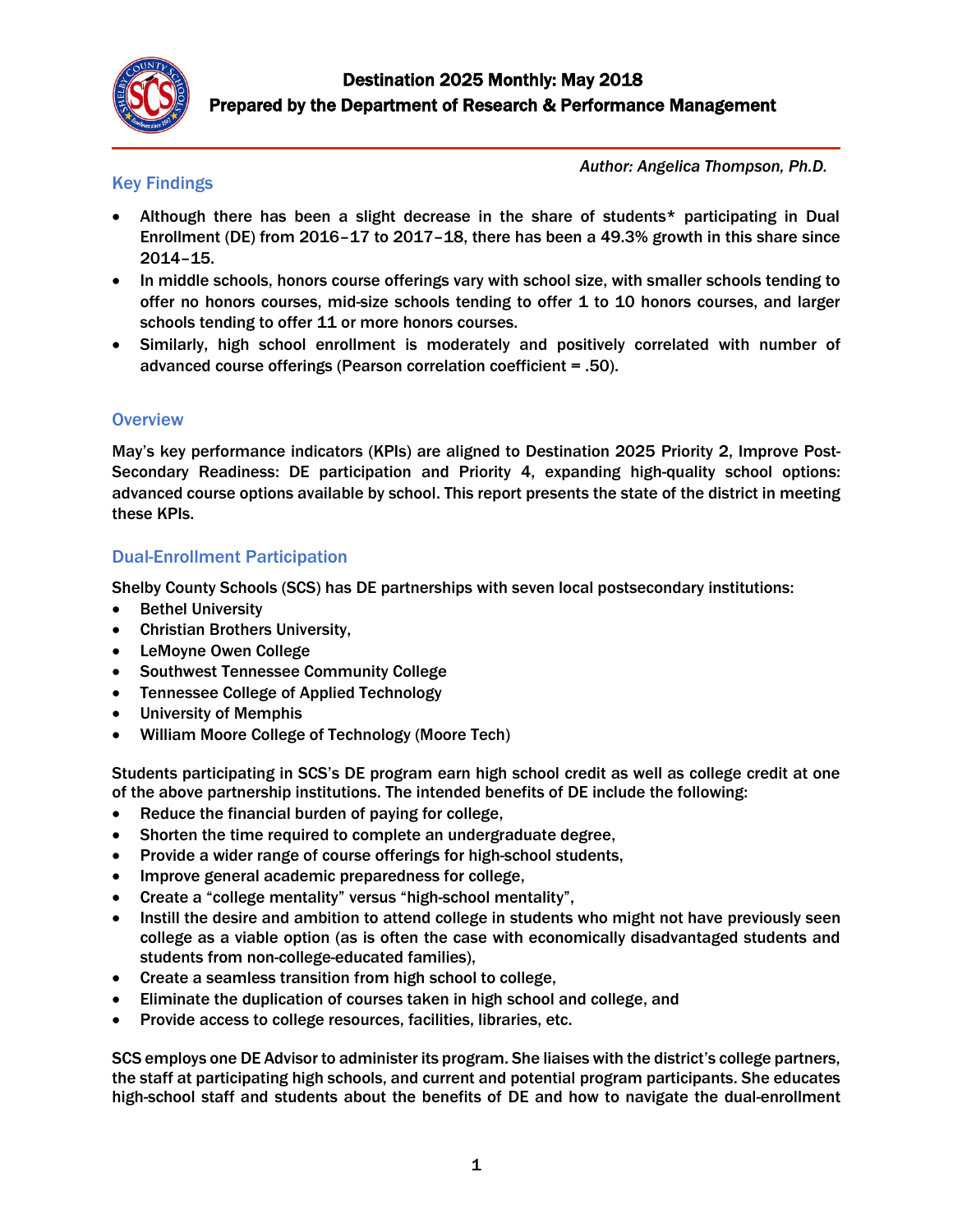# Destination 2025 Monthly: May 2018

## Prepared by the Department of Research & Performance Management

*Author: Angelica Thompson, Ph.D.*

## Key Findings

- Although there has been a slight decrease in the share of students* participating in Dual Enrollment (DE) from 2016–17 to 2017–18, there has been a 49.3% growth in this share since 2014–15.
- In middle schools, honors course offerings vary with school size, with smaller schools tending to offer no honors courses, mid-size schools tending to offer 1 to 10 honors courses, and larger schools tending to offer 11 or more honors courses.
- Similarly, high school enrollment is moderately and positively correlated with number of advanced course offerings (Pearson correlation coefficient = .50).

## Overview

May's key performance indicators (KPIs) are aligned to Destination 2025 Priority 2, Improve Post-Secondary Readiness: DE participation and Priority 4, expanding high-quality school options: advanced course options available by school. This report presents the state of the district in meeting these KPIs.

## Dual-Enrollment Participation

Shelby County Schools (SCS) has DE partnerships with seven local postsecondary institutions:

- Bethel University
- Christian Brothers University,
- LeMoyne Owen College
- Southwest Tennessee Community College
- Tennessee College of Applied Technology
- University of Memphis
- William Moore College of Technology (Moore Tech)

Students participating in SCS's DE program earn high school credit as well as college credit at one of the above partnership institutions. The intended benefits of DE include the following:

- Reduce the financial burden of paying for college,
- Shorten the time required to complete an undergraduate degree,
- Provide a wider range of course offerings for high-school students,
- Improve general academic preparedness for college,
- Create a "college mentality" versus "high-school mentality",
- Instill the desire and ambition to attend college in students who might not have previously seen college as a viable option (as is often the case with economically disadvantaged students and students from non-college-educated families),
- Create a seamless transition from high school to college,
- Eliminate the duplication of courses taken in high school and college, and
- Provide access to college resources, facilities, libraries, etc.

SCS employs one DE Advisor to administer its program. She liaises with the district's college partners, the staff at participating high schools, and current and potential program participants. She educates high-school staff and students about the benefits of DE and how to navigate the dual-enrollment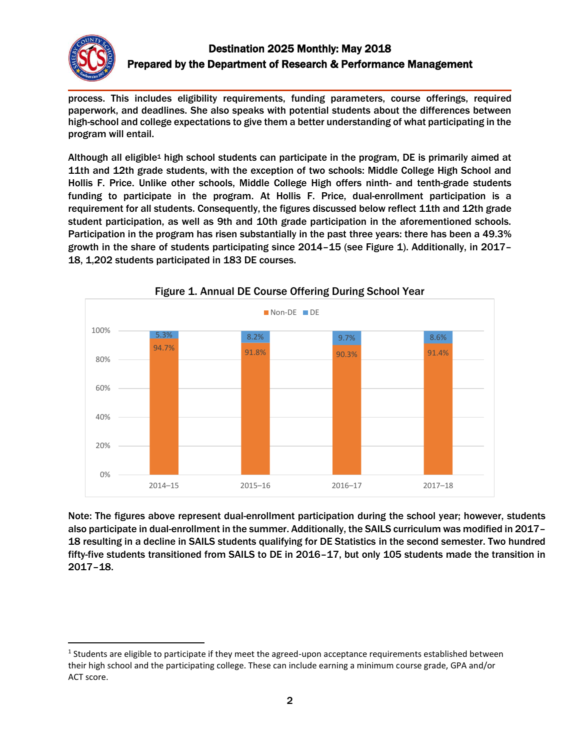process. This includes eligibility requirements, funding parameters, course offerings, required paperwork, and deadlines. She also speaks with potential students about the differences between high-school and college expectations to give them a better understanding of what participating in the program will entail.

Although all eligible[1] high school students can participate in the program, DE is primarily aimed at 11th and 12th grade students, with the exception of two schools: Middle College High School and Hollis F. Price. Unlike other schools, Middle College High offers ninth- and tenth-grade students funding to participate in the program. At Hollis F. Price, dual-enrollment participation is a requirement for all students. Consequently, the figures discussed below reflect 11th and 12th grade student participation, as well as 9th and 10th grade participation in the aforementioned schools. Participation in the program has risen substantially in the past three years: there has been a 49.3% growth in the share of students participating since 2014–15 (see Figure 1). Additionally, in 2017–18, 1,202 students participated in 183 DE courses.

Figure 1. Annual DE Course Offering During School Year

| | 2014–15 | 2015–16 | 2016–17 | 2017–18 |
|---|---|---|---|---|
| Non-DE | 94.7% | 91.8% | 90.3% | 91.4% |
| DE | 5.3% | 8.2% | 9.7% | 8.6% |

Note: The figures above represent dual-enrollment participation during the school year; however, students also participate in dual-enrollment in the summer. Additionally, the SAILS curriculum was modified in 2017–18 resulting in a decline in SAILS students qualifying for DE Statistics in the second semester. Two hundred fifty-five students transitioned from SAILS to DE in 2016–17, but only 105 students made the transition in 2017–18.

[1] Students are eligible to participate if they meet the agreed-upon acceptance requirements established between their high school and the participating college. These can include earning a minimum course grade, GPA and/or ACT score.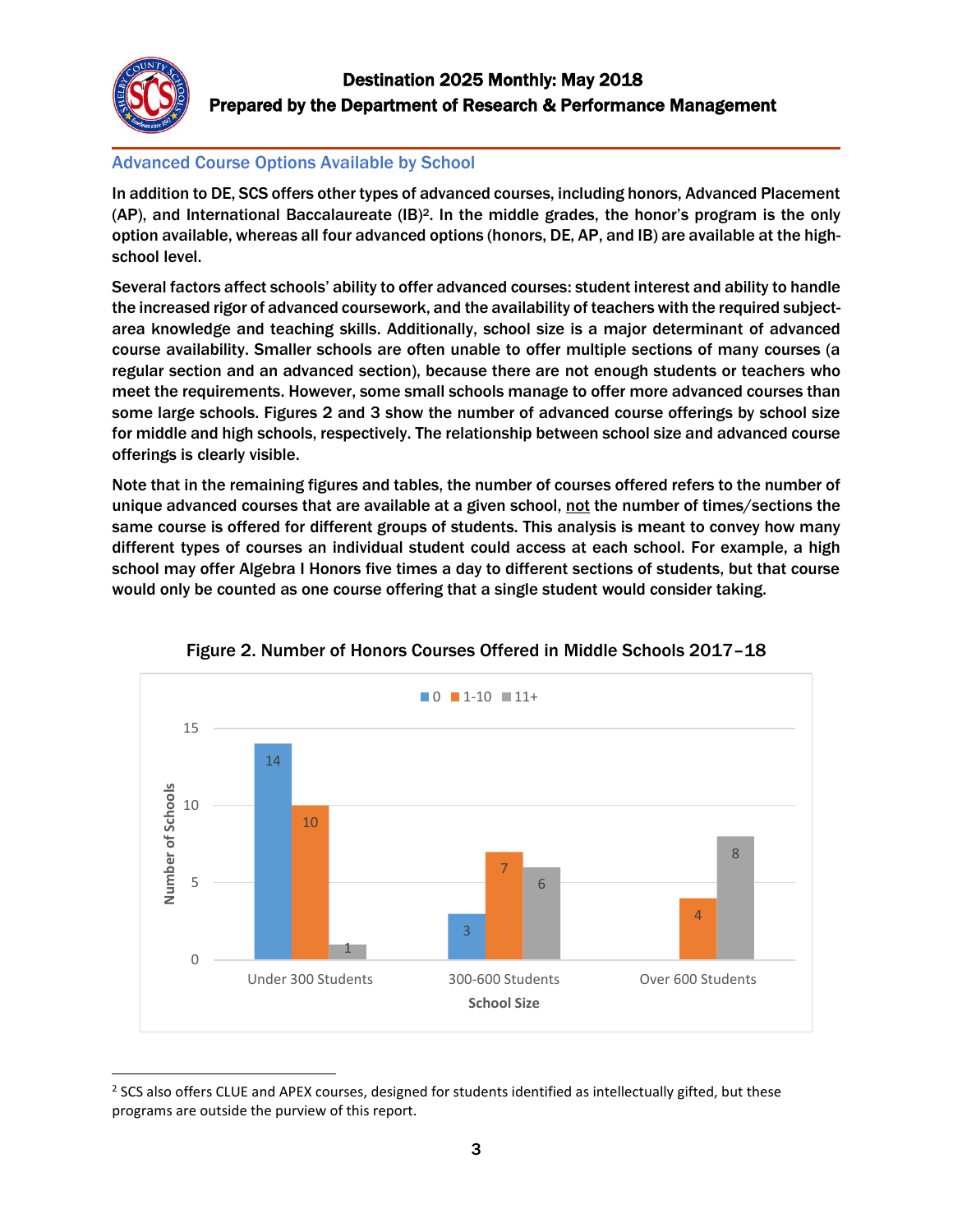## Advanced Course Options Available by School

In addition to DE, SCS offers other types of advanced courses, including honors, Advanced Placement (AP), and International Baccalaureate (IB)[2]. In the middle grades, the honor's program is the only option available, whereas all four advanced options (honors, DE, AP, and IB) are available at the high-school level.

Several factors affect schools' ability to offer advanced courses: student interest and ability to handle the increased rigor of advanced coursework, and the availability of teachers with the required subject-area knowledge and teaching skills. Additionally, school size is a major determinant of advanced course availability. Smaller schools are often unable to offer multiple sections of many courses (a regular section and an advanced section), because there are not enough students or teachers who meet the requirements. However, some small schools manage to offer more advanced courses than some large schools. Figures 2 and 3 show the number of advanced course offerings by school size for middle and high schools, respectively. The relationship between school size and advanced course offerings is clearly visible.

Note that in the remaining figures and tables, the number of courses offered refers to the number of unique advanced courses that are available at a given school, not the number of times/sections the same course is offered for different groups of students. This analysis is meant to convey how many different types of courses an individual student could access at each school. For example, a high school may offer Algebra I Honors five times a day to different sections of students, but that course would only be counted as one course offering that a single student would consider taking.

**Figure 2. Number of Honors Courses Offered in Middle Schools 2017–18**

| School Size | 0 | 1-10 | 11+ |
|---|---|---|---|
| Under 300 Students | 14 | 10 | 1 |
| 300-600 Students | 3 | 7 | 6 |
| Over 600 Students | | 4 | 8 |

---

[2] SCS also offers CLUE and APEX courses, designed for students identified as intellectually gifted, but these programs are outside the purview of this report.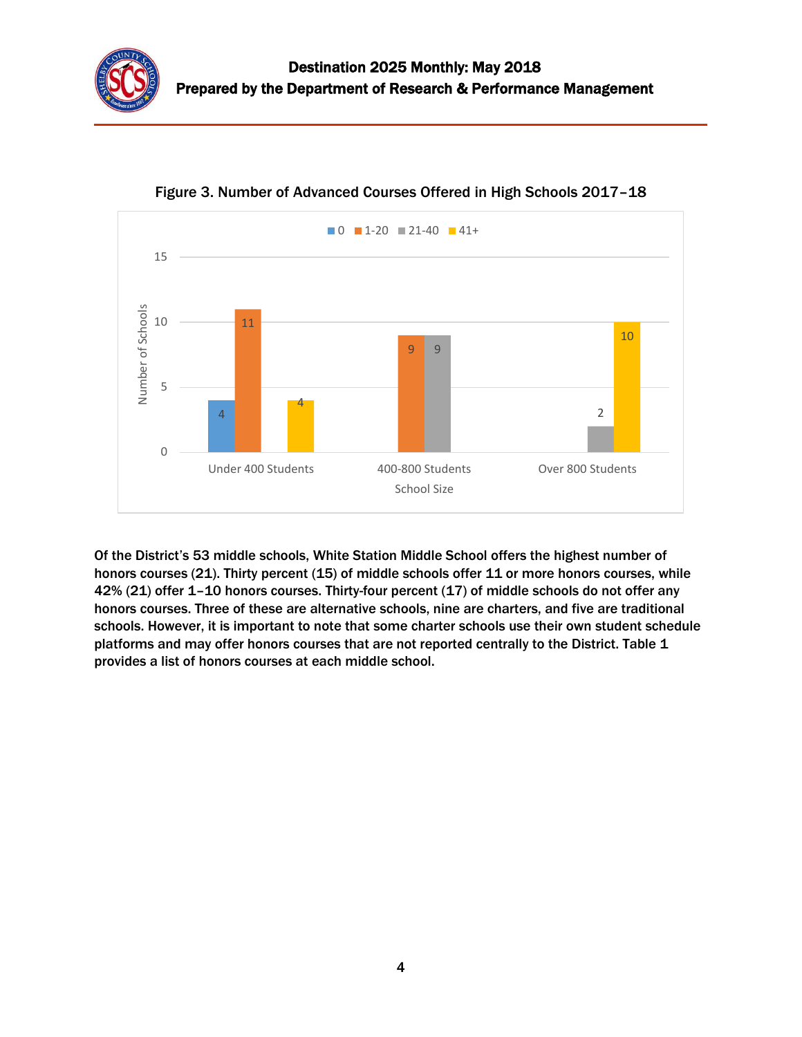Figure 3. Number of Advanced Courses Offered in High Schools 2017–18

| School Size | 0 | 1-20 | 21-40 | 41+ |
|---|---|---|---|---|
| Under 400 Students | 4 | 11 | | 4 |
| 400-800 Students | | 9 | 9 | |
| Over 800 Students | | | 2 | 10 |

Of the District's 53 middle schools, White Station Middle School offers the highest number of honors courses (21). Thirty percent (15) of middle schools offer 11 or more honors courses, while 42% (21) offer 1–10 honors courses. Thirty-four percent (17) of middle schools do not offer any honors courses. Three of these are alternative schools, nine are charters, and five are traditional schools. However, it is important to note that some charter schools use their own student schedule platforms and may offer honors courses that are not reported centrally to the District. Table 1 provides a list of honors courses at each middle school.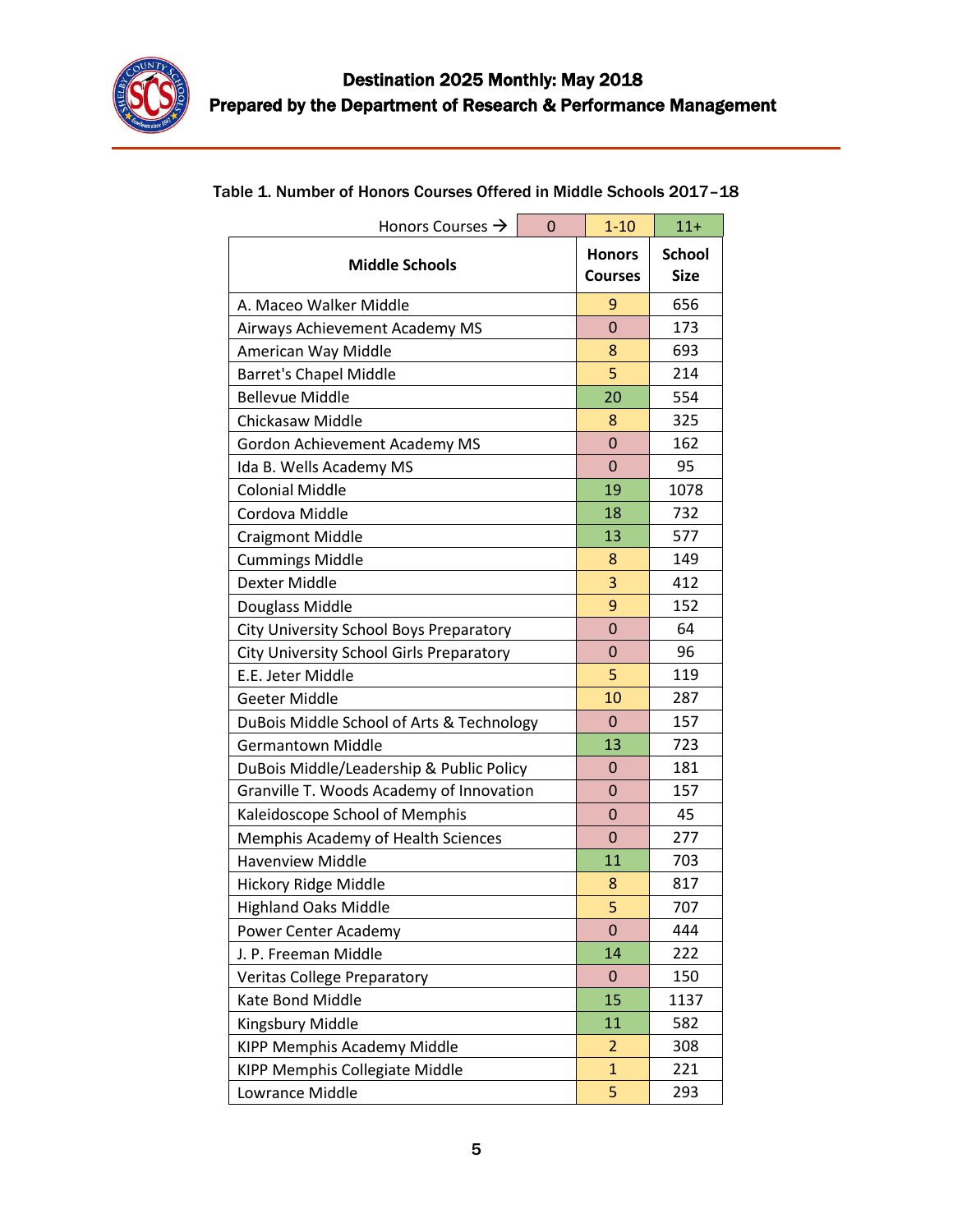Table 1. Number of Honors Courses Offered in Middle Schools 2017–18

Honors Courses → 0 | 1-10 | 11+

| Middle Schools | Honors Courses | School Size |
|---|---|---|
| A. Maceo Walker Middle | 9 | 656 |
| Airways Achievement Academy MS | 0 | 173 |
| American Way Middle | 8 | 693 |
| Barret's Chapel Middle | 5 | 214 |
| Bellevue Middle | 20 | 554 |
| Chickasaw Middle | 8 | 325 |
| Gordon Achievement Academy MS | 0 | 162 |
| Ida B. Wells Academy MS | 0 | 95 |
| Colonial Middle | 19 | 1078 |
| Cordova Middle | 18 | 732 |
| Craigmont Middle | 13 | 577 |
| Cummings Middle | 8 | 149 |
| Dexter Middle | 3 | 412 |
| Douglass Middle | 9 | 152 |
| City University School Boys Preparatory | 0 | 64 |
| City University School Girls Preparatory | 0 | 96 |
| E.E. Jeter Middle | 5 | 119 |
| Geeter Middle | 10 | 287 |
| DuBois Middle School of Arts & Technology | 0 | 157 |
| Germantown Middle | 13 | 723 |
| DuBois Middle/Leadership & Public Policy | 0 | 181 |
| Granville T. Woods Academy of Innovation | 0 | 157 |
| Kaleidoscope School of Memphis | 0 | 45 |
| Memphis Academy of Health Sciences | 0 | 277 |
| Havenview Middle | 11 | 703 |
| Hickory Ridge Middle | 8 | 817 |
| Highland Oaks Middle | 5 | 707 |
| Power Center Academy | 0 | 444 |
| J. P. Freeman Middle | 14 | 222 |
| Veritas College Preparatory | 0 | 150 |
| Kate Bond Middle | 15 | 1137 |
| Kingsbury Middle | 11 | 582 |
| KIPP Memphis Academy Middle | 2 | 308 |
| KIPP Memphis Collegiate Middle | 1 | 221 |
| Lowrance Middle | 5 | 293 |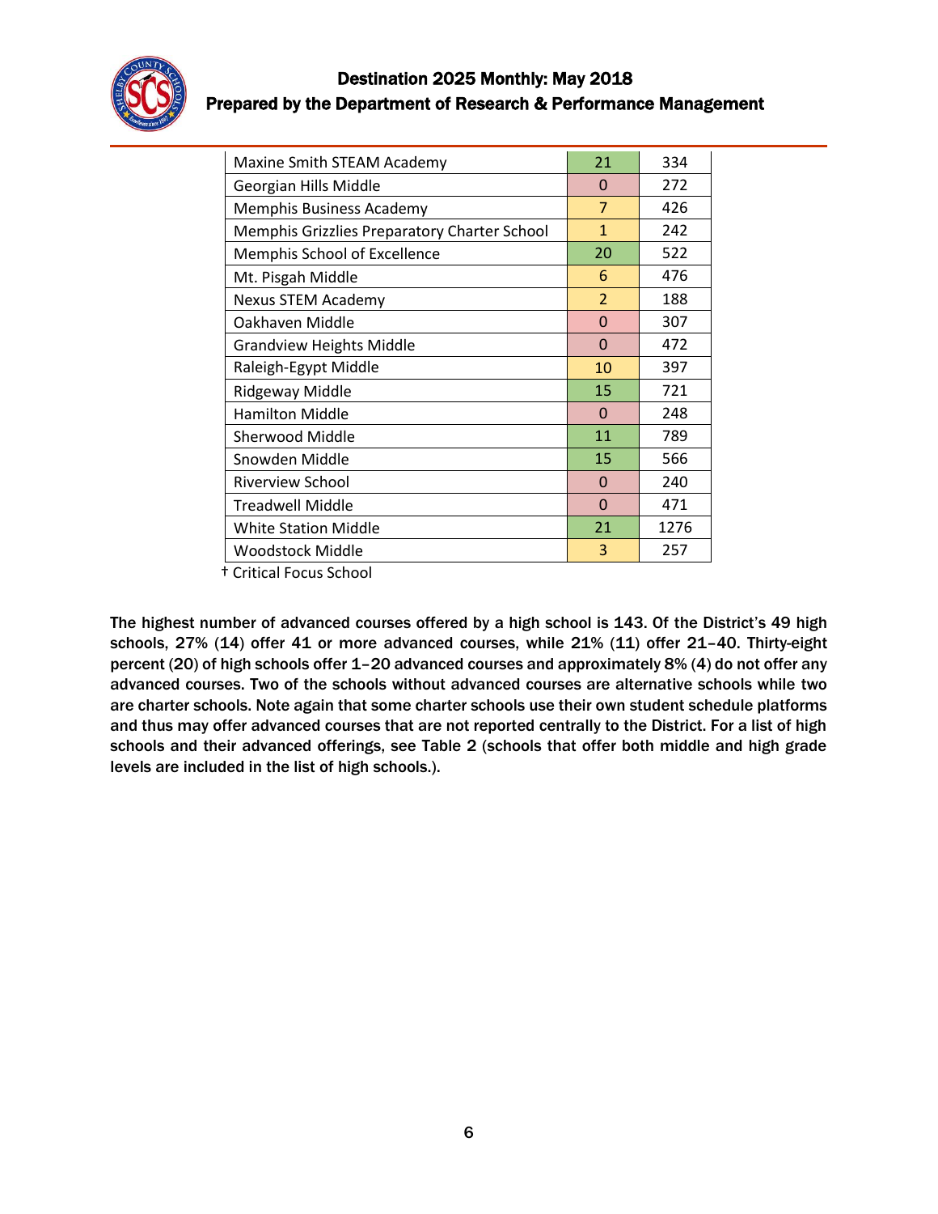| | | |
|---|---|---|
| Maxine Smith STEAM Academy | 21 | 334 |
| Georgian Hills Middle | 0 | 272 |
| Memphis Business Academy | 7 | 426 |
| Memphis Grizzlies Preparatory Charter School | 1 | 242 |
| Memphis School of Excellence | 20 | 522 |
| Mt. Pisgah Middle | 6 | 476 |
| Nexus STEM Academy | 2 | 188 |
| Oakhaven Middle | 0 | 307 |
| Grandview Heights Middle | 0 | 472 |
| Raleigh-Egypt Middle | 10 | 397 |
| Ridgeway Middle | 15 | 721 |
| Hamilton Middle | 0 | 248 |
| Sherwood Middle | 11 | 789 |
| Snowden Middle | 15 | 566 |
| Riverview School | 0 | 240 |
| Treadwell Middle | 0 | 471 |
| White Station Middle | 21 | 1276 |
| Woodstock Middle | 3 | 257 |

† Critical Focus School

The highest number of advanced courses offered by a high school is 143. Of the District's 49 high schools, 27% (14) offer 41 or more advanced courses, while 21% (11) offer 21–40. Thirty-eight percent (20) of high schools offer 1–20 advanced courses and approximately 8% (4) do not offer any advanced courses. Two of the schools without advanced courses are alternative schools while two are charter schools. Note again that some charter schools use their own student schedule platforms and thus may offer advanced courses that are not reported centrally to the District. For a list of high schools and their advanced offerings, see Table 2 (schools that offer both middle and high grade levels are included in the list of high schools.).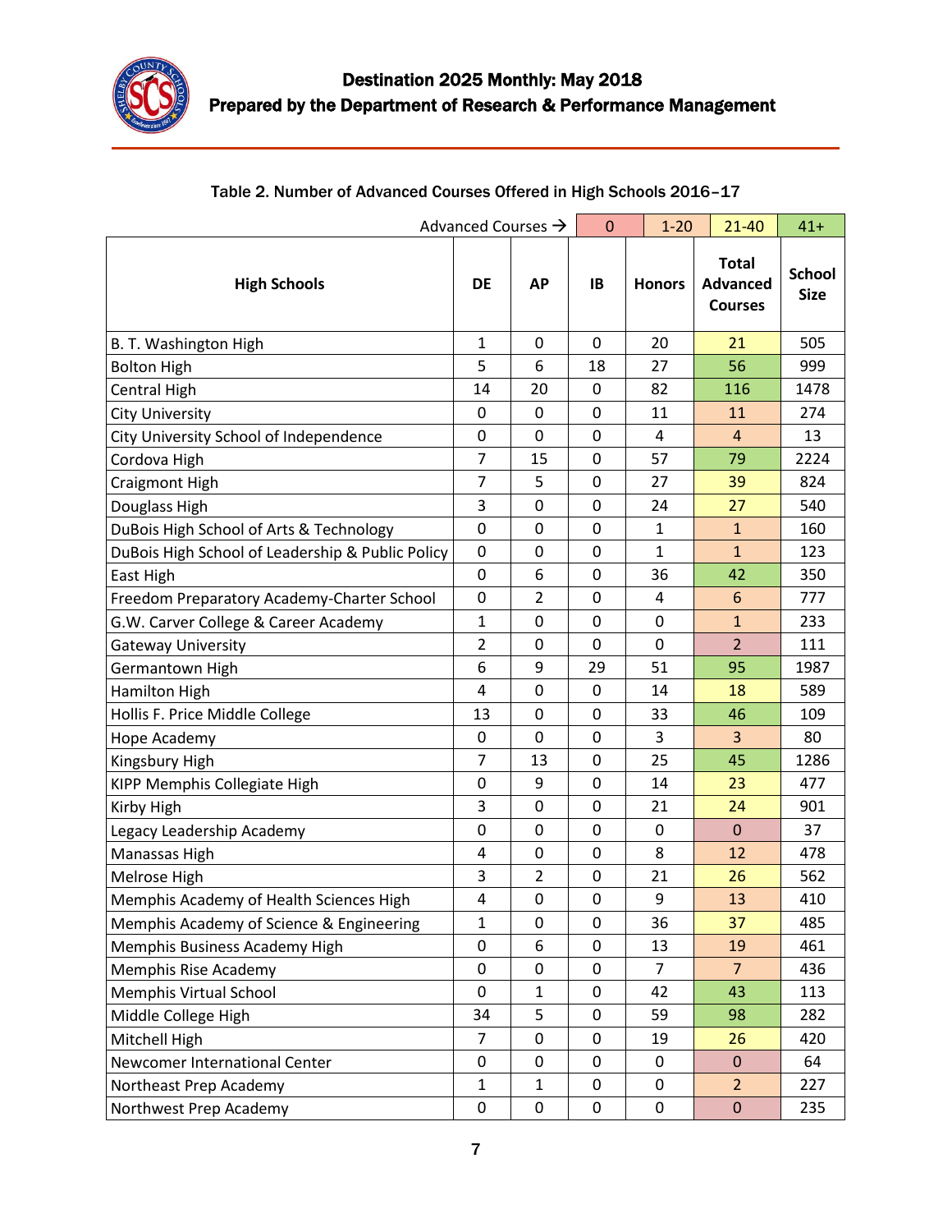# Destination 2025 Monthly: May 2018

## Prepared by the Department of Research & Performance Management

Table 2. Number of Advanced Courses Offered in High Schools 2016–17

Advanced Courses → 0 | 1-20 | 21-40 | 41+

| High Schools | DE | AP | IB | Honors | Total Advanced Courses | School Size |
|---|---|---|---|---|---|---|
| B. T. Washington High | 1 | 0 | 0 | 20 | 21 | 505 |
| Bolton High | 5 | 6 | 18 | 27 | 56 | 999 |
| Central High | 14 | 20 | 0 | 82 | 116 | 1478 |
| City University | 0 | 0 | 0 | 11 | 11 | 274 |
| City University School of Independence | 0 | 0 | 0 | 4 | 4 | 13 |
| Cordova High | 7 | 15 | 0 | 57 | 79 | 2224 |
| Craigmont High | 7 | 5 | 0 | 27 | 39 | 824 |
| Douglass High | 3 | 0 | 0 | 24 | 27 | 540 |
| DuBois High School of Arts & Technology | 0 | 0 | 0 | 1 | 1 | 160 |
| DuBois High School of Leadership & Public Policy | 0 | 0 | 0 | 1 | 1 | 123 |
| East High | 0 | 6 | 0 | 36 | 42 | 350 |
| Freedom Preparatory Academy-Charter School | 0 | 2 | 0 | 4 | 6 | 777 |
| G.W. Carver College & Career Academy | 1 | 0 | 0 | 0 | 1 | 233 |
| Gateway University | 2 | 0 | 0 | 0 | 2 | 111 |
| Germantown High | 6 | 9 | 29 | 51 | 95 | 1987 |
| Hamilton High | 4 | 0 | 0 | 14 | 18 | 589 |
| Hollis F. Price Middle College | 13 | 0 | 0 | 33 | 46 | 109 |
| Hope Academy | 0 | 0 | 0 | 3 | 3 | 80 |
| Kingsbury High | 7 | 13 | 0 | 25 | 45 | 1286 |
| KIPP Memphis Collegiate High | 0 | 9 | 0 | 14 | 23 | 477 |
| Kirby High | 3 | 0 | 0 | 21 | 24 | 901 |
| Legacy Leadership Academy | 0 | 0 | 0 | 0 | 0 | 37 |
| Manassas High | 4 | 0 | 0 | 8 | 12 | 478 |
| Melrose High | 3 | 2 | 0 | 21 | 26 | 562 |
| Memphis Academy of Health Sciences High | 4 | 0 | 0 | 9 | 13 | 410 |
| Memphis Academy of Science & Engineering | 1 | 0 | 0 | 36 | 37 | 485 |
| Memphis Business Academy High | 0 | 6 | 0 | 13 | 19 | 461 |
| Memphis Rise Academy | 0 | 0 | 0 | 7 | 7 | 436 |
| Memphis Virtual School | 0 | 1 | 0 | 42 | 43 | 113 |
| Middle College High | 34 | 5 | 0 | 59 | 98 | 282 |
| Mitchell High | 7 | 0 | 0 | 19 | 26 | 420 |
| Newcomer International Center | 0 | 0 | 0 | 0 | 0 | 64 |
| Northeast Prep Academy | 1 | 1 | 0 | 0 | 2 | 227 |
| Northwest Prep Academy | 0 | 0 | 0 | 0 | 0 | 235 |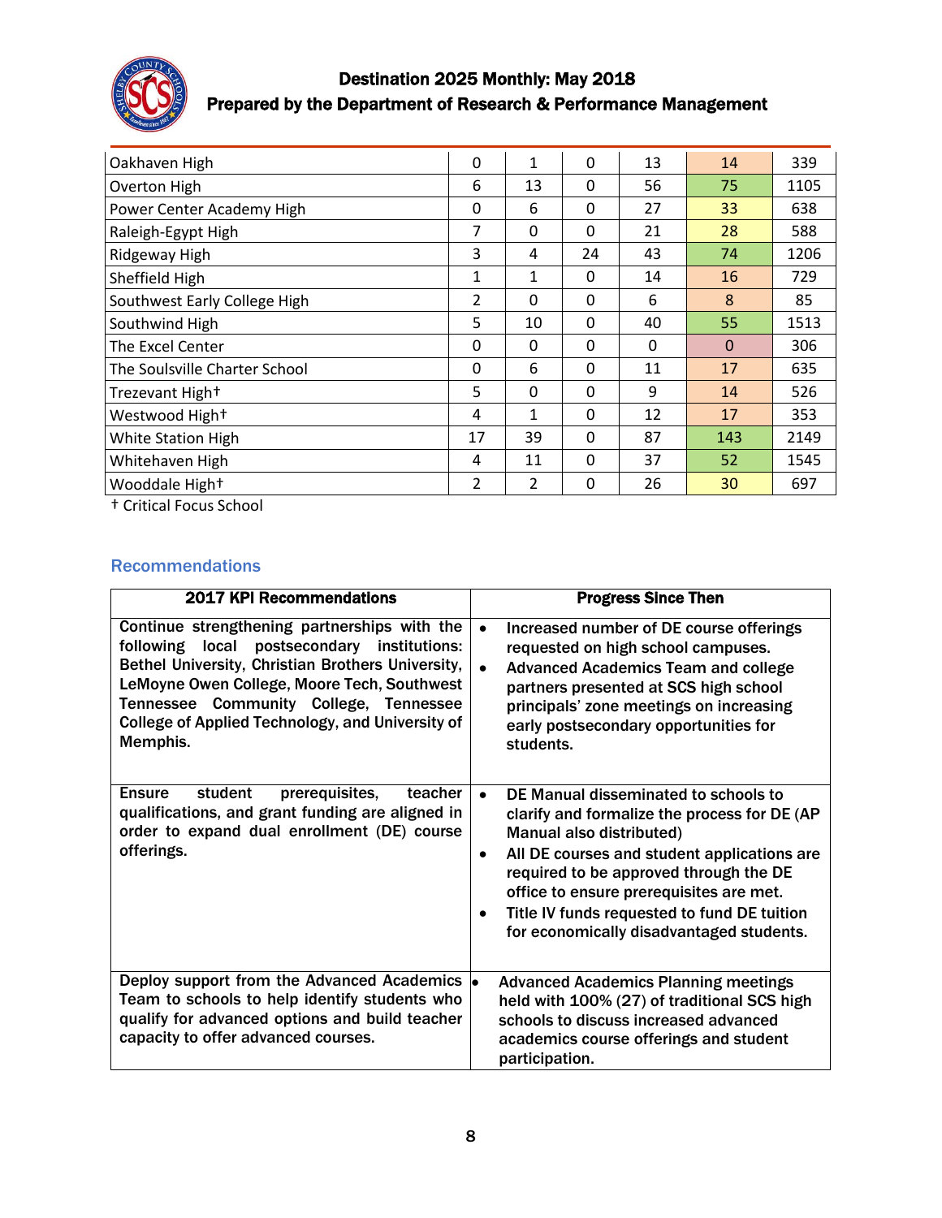| | | | | | | |
|---|---|---|---|---|---|---|
| Oakhaven High | 0 | 1 | 0 | 13 | 14 | 339 |
| Overton High | 6 | 13 | 0 | 56 | 75 | 1105 |
| Power Center Academy High | 0 | 6 | 0 | 27 | 33 | 638 |
| Raleigh-Egypt High | 7 | 0 | 0 | 21 | 28 | 588 |
| Ridgeway High | 3 | 4 | 24 | 43 | 74 | 1206 |
| Sheffield High | 1 | 1 | 0 | 14 | 16 | 729 |
| Southwest Early College High | 2 | 0 | 0 | 6 | 8 | 85 |
| Southwind High | 5 | 10 | 0 | 40 | 55 | 1513 |
| The Excel Center | 0 | 0 | 0 | 0 | 0 | 306 |
| The Soulsville Charter School | 0 | 6 | 0 | 11 | 17 | 635 |
| Trezevant High† | 5 | 0 | 0 | 9 | 14 | 526 |
| Westwood High† | 4 | 1 | 0 | 12 | 17 | 353 |
| White Station High | 17 | 39 | 0 | 87 | 143 | 2149 |
| Whitehaven High | 4 | 11 | 0 | 37 | 52 | 1545 |
| Wooddale High† | 2 | 2 | 0 | 26 | 30 | 697 |

† Critical Focus School

## Recommendations

| 2017 KPI Recommendations | Progress Since Then |
|---|---|
| **Continue strengthening partnerships with the following local postsecondary institutions: Bethel University, Christian Brothers University, LeMoyne Owen College, Moore Tech, Southwest Tennessee Community College, Tennessee College of Applied Technology, and University of Memphis.** | • Increased number of DE course offerings requested on high school campuses.<br>• Advanced Academics Team and college partners presented at SCS high school principals' zone meetings on increasing early postsecondary opportunities for students. |
| **Ensure student prerequisites, teacher qualifications, and grant funding are aligned in order to expand dual enrollment (DE) course offerings.** | • DE Manual disseminated to schools to clarify and formalize the process for DE (AP Manual also distributed)<br>• All DE courses and student applications are required to be approved through the DE office to ensure prerequisites are met.<br>• Title IV funds requested to fund DE tuition for economically disadvantaged students. |
| **Deploy support from the Advanced Academics Team to schools to help identify students who qualify for advanced options and build teacher capacity to offer advanced courses.** | • Advanced Academics Planning meetings held with 100% (27) of traditional SCS high schools to discuss increased advanced academics course offerings and student participation. |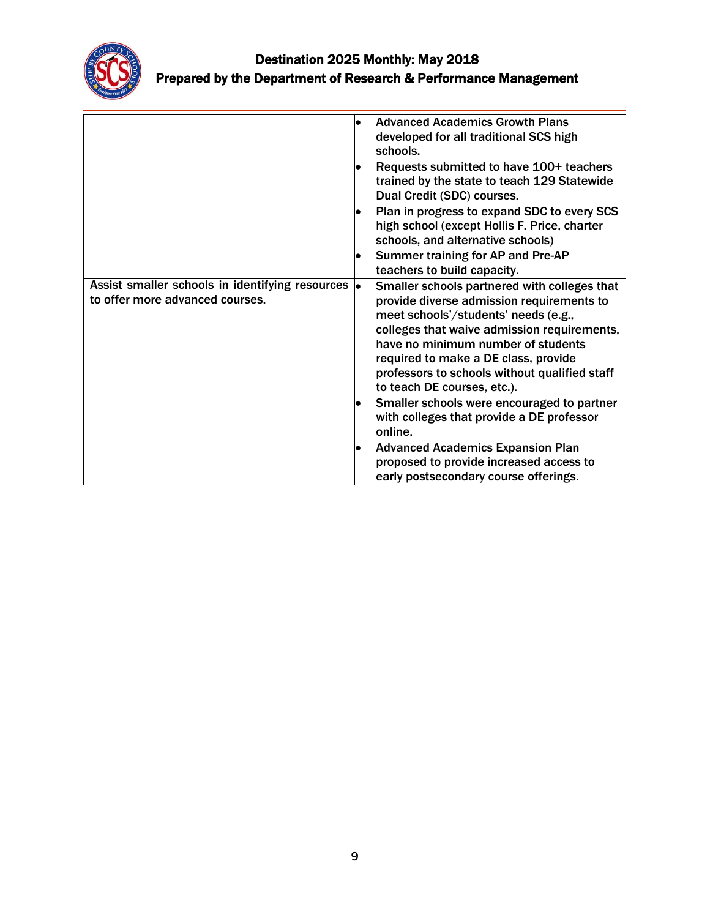| | |
|---|---|
| | • Advanced Academics Growth Plans developed for all traditional SCS high schools.<br>• Requests submitted to have 100+ teachers trained by the state to teach 129 Statewide Dual Credit (SDC) courses.<br>• Plan in progress to expand SDC to every SCS high school (except Hollis F. Price, charter schools, and alternative schools)<br>• Summer training for AP and Pre-AP teachers to build capacity. |
| Assist smaller schools in identifying resources to offer more advanced courses. | • Smaller schools partnered with colleges that provide diverse admission requirements to meet schools'/students' needs (e.g., colleges that waive admission requirements, have no minimum number of students required to make a DE class, provide professors to schools without qualified staff to teach DE courses, etc.).<br>• Smaller schools were encouraged to partner with colleges that provide a DE professor online.<br>• Advanced Academics Expansion Plan proposed to provide increased access to early postsecondary course offerings. |